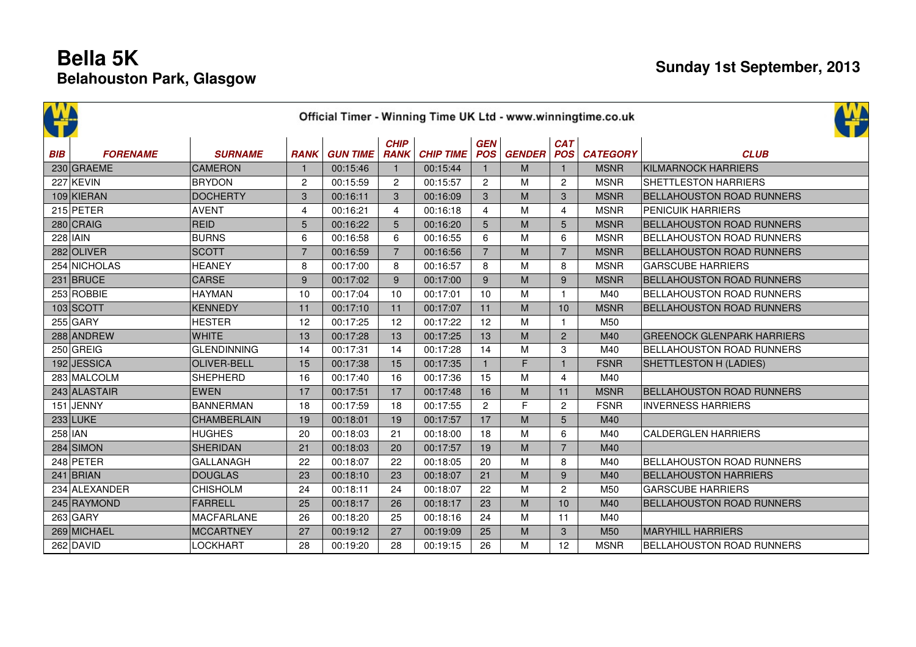# Bella 5K
## Belahouston Park, Glasgow

**Sunday 1st September, 2013**

Official Timer - Winning Time UK Ltd - www.winningtime.co.uk

| BIB | FORENAME | SURNAME | RANK | GUN TIME | CHIP RANK | CHIP TIME | GEN POS | GENDER | CAT POS | CATEGORY | CLUB |
|---|---|---|---|---|---|---|---|---|---|---|---|
| 230 | GRAEME | CAMERON | 1 | 00:15:46 | 1 | 00:15:44 | 1 | M | 1 | MSNR | KILMARNOCK HARRIERS |
| 227 | KEVIN | BRYDON | 2 | 00:15:59 | 2 | 00:15:57 | 2 | M | 2 | MSNR | SHETTLESTON HARRIERS |
| 109 | KIERAN | DOCHERTY | 3 | 00:16:11 | 3 | 00:16:09 | 3 | M | 3 | MSNR | BELLAHOUSTON ROAD RUNNERS |
| 215 | PETER | AVENT | 4 | 00:16:21 | 4 | 00:16:18 | 4 | M | 4 | MSNR | PENICUIK HARRIERS |
| 280 | CRAIG | REID | 5 | 00:16:22 | 5 | 00:16:20 | 5 | M | 5 | MSNR | BELLAHOUSTON ROAD RUNNERS |
| 228 | IAIN | BURNS | 6 | 00:16:58 | 6 | 00:16:55 | 6 | M | 6 | MSNR | BELLAHOUSTON ROAD RUNNERS |
| 282 | OLIVER | SCOTT | 7 | 00:16:59 | 7 | 00:16:56 | 7 | M | 7 | MSNR | BELLAHOUSTON ROAD RUNNERS |
| 254 | NICHOLAS | HEANEY | 8 | 00:17:00 | 8 | 00:16:57 | 8 | M | 8 | MSNR | GARSCUBE HARRIERS |
| 231 | BRUCE | CARSE | 9 | 00:17:02 | 9 | 00:17:00 | 9 | M | 9 | MSNR | BELLAHOUSTON ROAD RUNNERS |
| 253 | ROBBIE | HAYMAN | 10 | 00:17:04 | 10 | 00:17:01 | 10 | M | 1 | M40 | BELLAHOUSTON ROAD RUNNERS |
| 103 | SCOTT | KENNEDY | 11 | 00:17:10 | 11 | 00:17:07 | 11 | M | 10 | MSNR | BELLAHOUSTON ROAD RUNNERS |
| 255 | GARY | HESTER | 12 | 00:17:25 | 12 | 00:17:22 | 12 | M | 1 | M50 | |
| 288 | ANDREW | WHITE | 13 | 00:17:28 | 13 | 00:17:25 | 13 | M | 2 | M40 | GREENOCK GLENPARK HARRIERS |
| 250 | GREIG | GLENDINNING | 14 | 00:17:31 | 14 | 00:17:28 | 14 | M | 3 | M40 | BELLAHOUSTON ROAD RUNNERS |
| 192 | JESSICA | OLIVER-BELL | 15 | 00:17:38 | 15 | 00:17:35 | 1 | F | 1 | FSNR | SHETTLESTON H (LADIES) |
| 283 | MALCOLM | SHEPHERD | 16 | 00:17:40 | 16 | 00:17:36 | 15 | M | 4 | M40 | |
| 243 | ALASTAIR | EWEN | 17 | 00:17:51 | 17 | 00:17:48 | 16 | M | 11 | MSNR | BELLAHOUSTON ROAD RUNNERS |
| 151 | JENNY | BANNERMAN | 18 | 00:17:59 | 18 | 00:17:55 | 2 | F | 2 | FSNR | INVERNESS HARRIERS |
| 233 | LUKE | CHAMBERLAIN | 19 | 00:18:01 | 19 | 00:17:57 | 17 | M | 5 | M40 | |
| 258 | IAN | HUGHES | 20 | 00:18:03 | 21 | 00:18:00 | 18 | M | 6 | M40 | CALDERGLEN HARRIERS |
| 284 | SIMON | SHERIDAN | 21 | 00:18:03 | 20 | 00:17:57 | 19 | M | 7 | M40 | |
| 248 | PETER | GALLANAGH | 22 | 00:18:07 | 22 | 00:18:05 | 20 | M | 8 | M40 | BELLAHOUSTON ROAD RUNNERS |
| 241 | BRIAN | DOUGLAS | 23 | 00:18:10 | 23 | 00:18:07 | 21 | M | 9 | M40 | BELLAHOUSTON HARRIERS |
| 234 | ALEXANDER | CHISHOLM | 24 | 00:18:11 | 24 | 00:18:07 | 22 | M | 2 | M50 | GARSCUBE HARRIERS |
| 245 | RAYMOND | FARRELL | 25 | 00:18:17 | 26 | 00:18:17 | 23 | M | 10 | M40 | BELLAHOUSTON ROAD RUNNERS |
| 263 | GARY | MACFARLANE | 26 | 00:18:20 | 25 | 00:18:16 | 24 | M | 11 | M40 | |
| 269 | MICHAEL | MCCARTNEY | 27 | 00:19:12 | 27 | 00:19:09 | 25 | M | 3 | M50 | MARYHILL HARRIERS |
| 262 | DAVID | LOCKHART | 28 | 00:19:20 | 28 | 00:19:15 | 26 | M | 12 | MSNR | BELLAHOUSTON ROAD RUNNERS |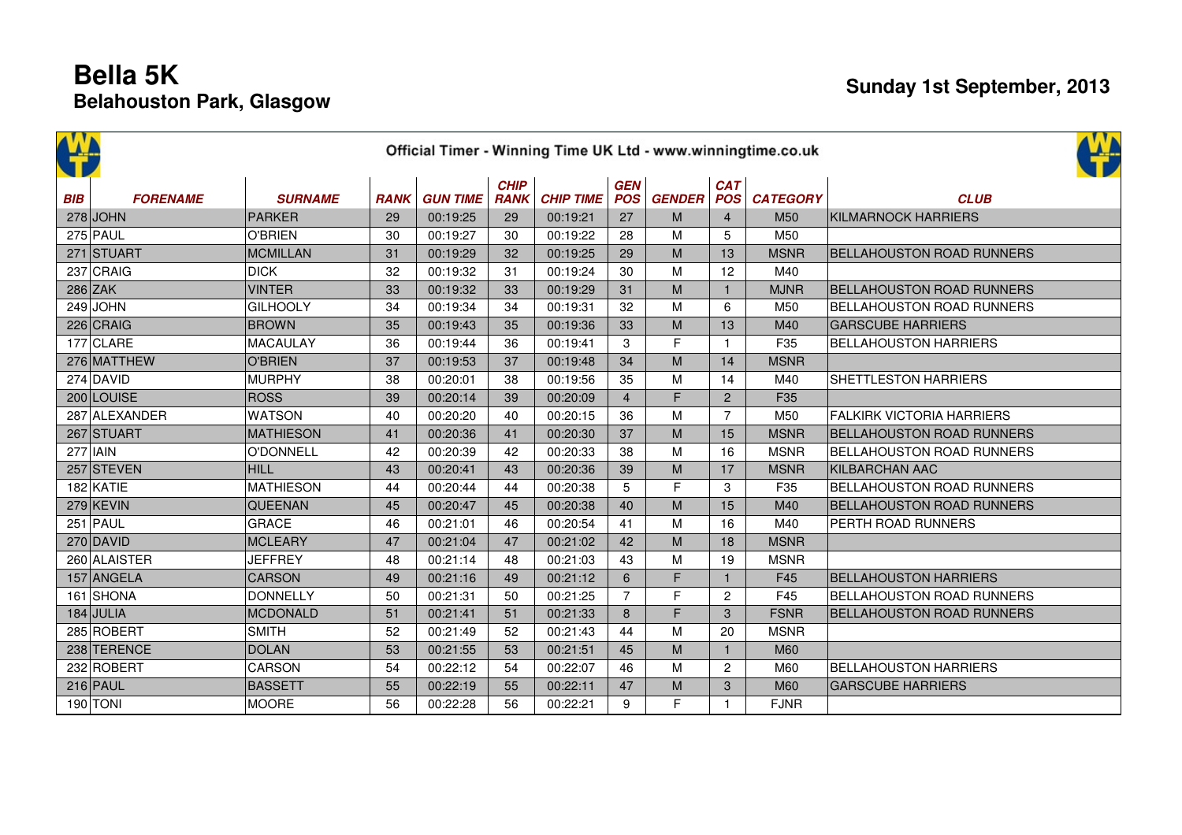# Bella 5K

## Belahouston Park, Glasgow

## Sunday 1st September, 2013

Official Timer - Winning Time UK Ltd - www.winningtime.co.uk

| BIB | FORENAME | SURNAME | RANK | GUN TIME | CHIP RANK | CHIP TIME | GEN POS | GENDER | CAT POS | CATEGORY | CLUB |
|---|---|---|---|---|---|---|---|---|---|---|---|
| 278 | JOHN | PARKER | 29 | 00:19:25 | 29 | 00:19:21 | 27 | M | 4 | M50 | KILMARNOCK HARRIERS |
| 275 | PAUL | O'BRIEN | 30 | 00:19:27 | 30 | 00:19:22 | 28 | M | 5 | M50 | |
| 271 | STUART | MCMILLAN | 31 | 00:19:29 | 32 | 00:19:25 | 29 | M | 13 | MSNR | BELLAHOUSTON ROAD RUNNERS |
| 237 | CRAIG | DICK | 32 | 00:19:32 | 31 | 00:19:24 | 30 | M | 12 | M40 | |
| 286 | ZAK | VINTER | 33 | 00:19:32 | 33 | 00:19:29 | 31 | M | 1 | MJNR | BELLAHOUSTON ROAD RUNNERS |
| 249 | JOHN | GILHOOLY | 34 | 00:19:34 | 34 | 00:19:31 | 32 | M | 6 | M50 | BELLAHOUSTON ROAD RUNNERS |
| 226 | CRAIG | BROWN | 35 | 00:19:43 | 35 | 00:19:36 | 33 | M | 13 | M40 | GARSCUBE HARRIERS |
| 177 | CLARE | MACAULAY | 36 | 00:19:44 | 36 | 00:19:41 | 3 | F | 1 | F35 | BELLAHOUSTON HARRIERS |
| 276 | MATTHEW | O'BRIEN | 37 | 00:19:53 | 37 | 00:19:48 | 34 | M | 14 | MSNR | |
| 274 | DAVID | MURPHY | 38 | 00:20:01 | 38 | 00:19:56 | 35 | M | 14 | M40 | SHETTLESTON HARRIERS |
| 200 | LOUISE | ROSS | 39 | 00:20:14 | 39 | 00:20:09 | 4 | F | 2 | F35 | |
| 287 | ALEXANDER | WATSON | 40 | 00:20:20 | 40 | 00:20:15 | 36 | M | 7 | M50 | FALKIRK VICTORIA HARRIERS |
| 267 | STUART | MATHIESON | 41 | 00:20:36 | 41 | 00:20:30 | 37 | M | 15 | MSNR | BELLAHOUSTON ROAD RUNNERS |
| 277 | IAIN | O'DONNELL | 42 | 00:20:39 | 42 | 00:20:33 | 38 | M | 16 | MSNR | BELLAHOUSTON ROAD RUNNERS |
| 257 | STEVEN | HILL | 43 | 00:20:41 | 43 | 00:20:36 | 39 | M | 17 | MSNR | KILBARCHAN AAC |
| 182 | KATIE | MATHIESON | 44 | 00:20:44 | 44 | 00:20:38 | 5 | F | 3 | F35 | BELLAHOUSTON ROAD RUNNERS |
| 279 | KEVIN | QUEENAN | 45 | 00:20:47 | 45 | 00:20:38 | 40 | M | 15 | M40 | BELLAHOUSTON ROAD RUNNERS |
| 251 | PAUL | GRACE | 46 | 00:21:01 | 46 | 00:20:54 | 41 | M | 16 | M40 | PERTH ROAD RUNNERS |
| 270 | DAVID | MCLEARY | 47 | 00:21:04 | 47 | 00:21:02 | 42 | M | 18 | MSNR | |
| 260 | ALAISTER | JEFFREY | 48 | 00:21:14 | 48 | 00:21:03 | 43 | M | 19 | MSNR | |
| 157 | ANGELA | CARSON | 49 | 00:21:16 | 49 | 00:21:12 | 6 | F | 1 | F45 | BELLAHOUSTON HARRIERS |
| 161 | SHONA | DONNELLY | 50 | 00:21:31 | 50 | 00:21:25 | 7 | F | 2 | F45 | BELLAHOUSTON ROAD RUNNERS |
| 184 | JULIA | MCDONALD | 51 | 00:21:41 | 51 | 00:21:33 | 8 | F | 3 | FSNR | BELLAHOUSTON ROAD RUNNERS |
| 285 | ROBERT | SMITH | 52 | 00:21:49 | 52 | 00:21:43 | 44 | M | 20 | MSNR | |
| 238 | TERENCE | DOLAN | 53 | 00:21:55 | 53 | 00:21:51 | 45 | M | 1 | M60 | |
| 232 | ROBERT | CARSON | 54 | 00:22:12 | 54 | 00:22:07 | 46 | M | 2 | M60 | BELLAHOUSTON HARRIERS |
| 216 | PAUL | BASSETT | 55 | 00:22:19 | 55 | 00:22:11 | 47 | M | 3 | M60 | GARSCUBE HARRIERS |
| 190 | TONI | MOORE | 56 | 00:22:28 | 56 | 00:22:21 | 9 | F | 1 | FJNR | |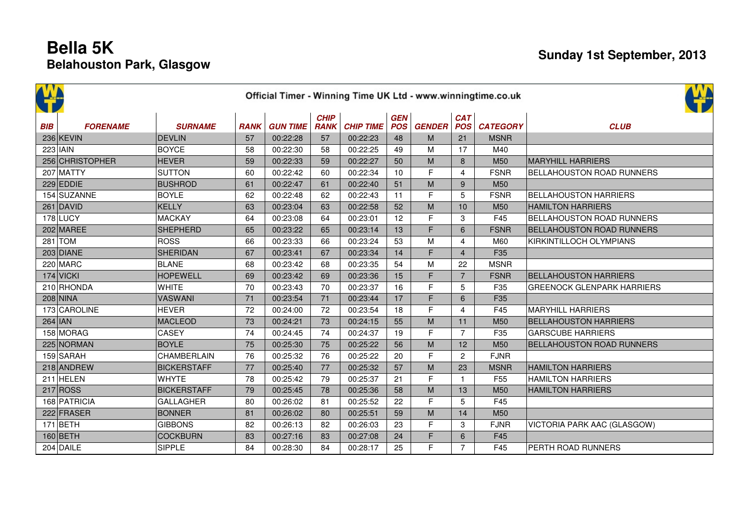# Bella 5K

## Belahouston Park, Glasgow

**Sunday 1st September, 2013**

Official Timer - Winning Time UK Ltd - www.winningtime.co.uk

| BIB | FORENAME | SURNAME | RANK | GUN TIME | CHIP RANK | CHIP TIME | GEN POS | GENDER | CAT POS | CATEGORY | CLUB |
|---|---|---|---|---|---|---|---|---|---|---|---|
| 236 | KEVIN | DEVLIN | 57 | 00:22:28 | 57 | 00:22:23 | 48 | M | 21 | MSNR | |
| 223 | IAIN | BOYCE | 58 | 00:22:30 | 58 | 00:22:25 | 49 | M | 17 | M40 | |
| 256 | CHRISTOPHER | HEVER | 59 | 00:22:33 | 59 | 00:22:27 | 50 | M | 8 | M50 | MARYHILL HARRIERS |
| 207 | MATTY | SUTTON | 60 | 00:22:42 | 60 | 00:22:34 | 10 | F | 4 | FSNR | BELLAHOUSTON ROAD RUNNERS |
| 229 | EDDIE | BUSHROD | 61 | 00:22:47 | 61 | 00:22:40 | 51 | M | 9 | M50 | |
| 154 | SUZANNE | BOYLE | 62 | 00:22:48 | 62 | 00:22:43 | 11 | F | 5 | FSNR | BELLAHOUSTON HARRIERS |
| 261 | DAVID | KELLY | 63 | 00:23:04 | 63 | 00:22:58 | 52 | M | 10 | M50 | HAMILTON HARRIERS |
| 178 | LUCY | MACKAY | 64 | 00:23:08 | 64 | 00:23:01 | 12 | F | 3 | F45 | BELLAHOUSTON ROAD RUNNERS |
| 202 | MAREE | SHEPHERD | 65 | 00:23:22 | 65 | 00:23:14 | 13 | F | 6 | FSNR | BELLAHOUSTON ROAD RUNNERS |
| 281 | TOM | ROSS | 66 | 00:23:33 | 66 | 00:23:24 | 53 | M | 4 | M60 | KIRKINTILLOCH OLYMPIANS |
| 203 | DIANE | SHERIDAN | 67 | 00:23:41 | 67 | 00:23:34 | 14 | F | 4 | F35 | |
| 220 | MARC | BLANE | 68 | 00:23:42 | 68 | 00:23:35 | 54 | M | 22 | MSNR | |
| 174 | VICKI | HOPEWELL | 69 | 00:23:42 | 69 | 00:23:36 | 15 | F | 7 | FSNR | BELLAHOUSTON HARRIERS |
| 210 | RHONDA | WHITE | 70 | 00:23:43 | 70 | 00:23:37 | 16 | F | 5 | F35 | GREENOCK GLENPARK HARRIERS |
| 208 | NINA | VASWANI | 71 | 00:23:54 | 71 | 00:23:44 | 17 | F | 6 | F35 | |
| 173 | CAROLINE | HEVER | 72 | 00:24:00 | 72 | 00:23:54 | 18 | F | 4 | F45 | MARYHILL HARRIERS |
| 264 | IAN | MACLEOD | 73 | 00:24:21 | 73 | 00:24:15 | 55 | M | 11 | M50 | BELLAHOUSTON HARRIERS |
| 158 | MORAG | CASEY | 74 | 00:24:45 | 74 | 00:24:37 | 19 | F | 7 | F35 | GARSCUBE HARRIERS |
| 225 | NORMAN | BOYLE | 75 | 00:25:30 | 75 | 00:25:22 | 56 | M | 12 | M50 | BELLAHOUSTON ROAD RUNNERS |
| 159 | SARAH | CHAMBERLAIN | 76 | 00:25:32 | 76 | 00:25:22 | 20 | F | 2 | FJNR | |
| 218 | ANDREW | BICKERSTAFF | 77 | 00:25:40 | 77 | 00:25:32 | 57 | M | 23 | MSNR | HAMILTON HARRIERS |
| 211 | HELEN | WHYTE | 78 | 00:25:42 | 79 | 00:25:37 | 21 | F | 1 | F55 | HAMILTON HARRIERS |
| 217 | ROSS | BICKERSTAFF | 79 | 00:25:45 | 78 | 00:25:36 | 58 | M | 13 | M50 | HAMILTON HARRIERS |
| 168 | PATRICIA | GALLAGHER | 80 | 00:26:02 | 81 | 00:25:52 | 22 | F | 5 | F45 | |
| 222 | FRASER | BONNER | 81 | 00:26:02 | 80 | 00:25:51 | 59 | M | 14 | M50 | |
| 171 | BETH | GIBBONS | 82 | 00:26:13 | 82 | 00:26:03 | 23 | F | 3 | FJNR | VICTORIA PARK AAC (GLASGOW) |
| 160 | BETH | COCKBURN | 83 | 00:27:16 | 83 | 00:27:08 | 24 | F | 6 | F45 | |
| 204 | DAILE | SIPPLE | 84 | 00:28:30 | 84 | 00:28:17 | 25 | F | 7 | F45 | PERTH ROAD RUNNERS |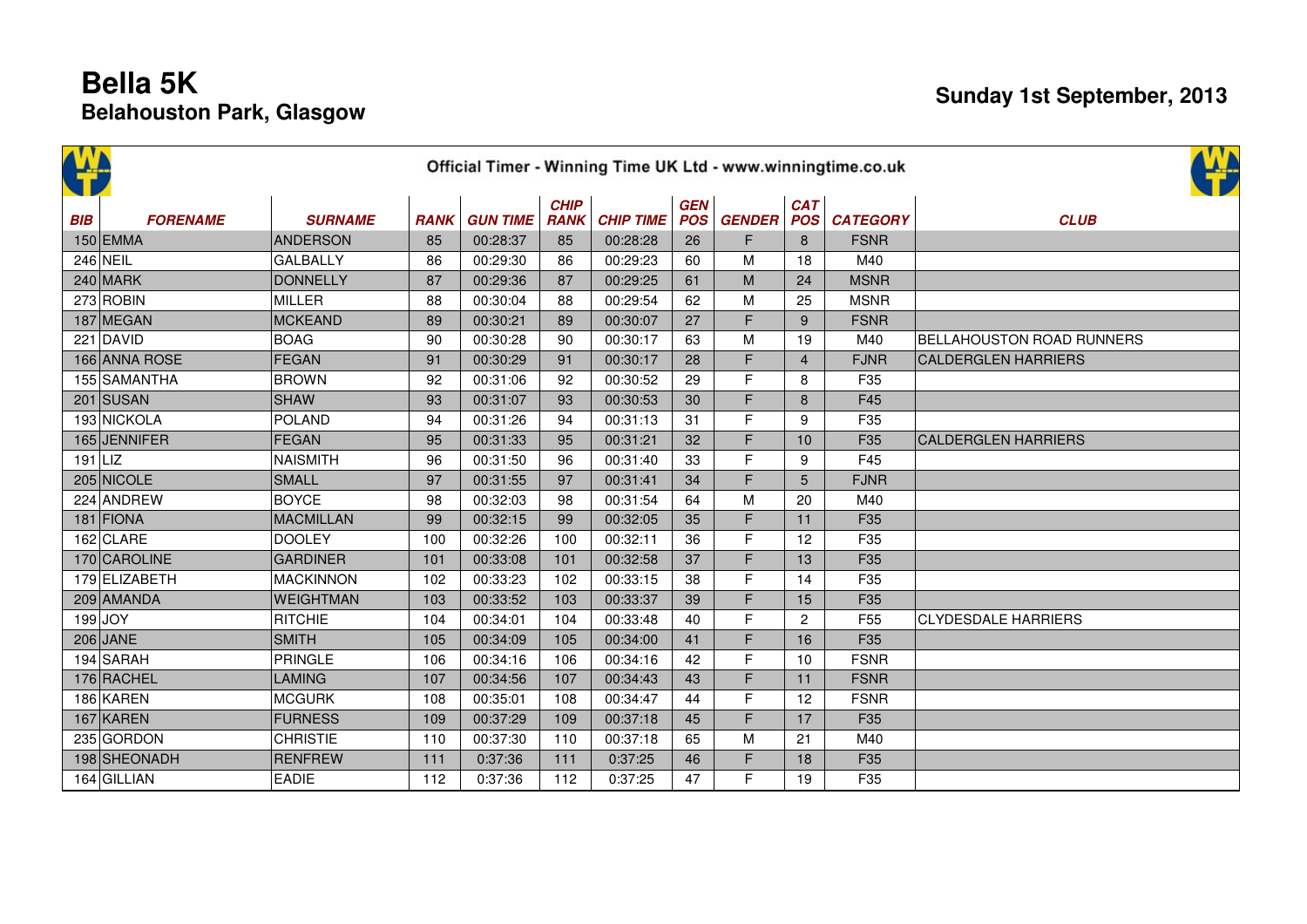# Bella 5K
## Belahouston Park, Glasgow

**Sunday 1st September, 2013**

Official Timer - Winning Time UK Ltd - www.winningtime.co.uk

| BIB | FORENAME | SURNAME | RANK | GUN TIME | CHIP RANK | CHIP TIME | GEN POS | GENDER | CAT POS | CATEGORY | CLUB |
|---|---|---|---|---|---|---|---|---|---|---|---|
| 150 | EMMA | ANDERSON | 85 | 00:28:37 | 85 | 00:28:28 | 26 | F | 8 | FSNR | |
| 246 | NEIL | GALBALLY | 86 | 00:29:30 | 86 | 00:29:23 | 60 | M | 18 | M40 | |
| 240 | MARK | DONNELLY | 87 | 00:29:36 | 87 | 00:29:25 | 61 | M | 24 | MSNR | |
| 273 | ROBIN | MILLER | 88 | 00:30:04 | 88 | 00:29:54 | 62 | M | 25 | MSNR | |
| 187 | MEGAN | MCKEAND | 89 | 00:30:21 | 89 | 00:30:07 | 27 | F | 9 | FSNR | |
| 221 | DAVID | BOAG | 90 | 00:30:28 | 90 | 00:30:17 | 63 | M | 19 | M40 | BELLAHOUSTON ROAD RUNNERS |
| 166 | ANNA ROSE | FEGAN | 91 | 00:30:29 | 91 | 00:30:17 | 28 | F | 4 | FJNR | CALDERGLEN HARRIERS |
| 155 | SAMANTHA | BROWN | 92 | 00:31:06 | 92 | 00:30:52 | 29 | F | 8 | F35 | |
| 201 | SUSAN | SHAW | 93 | 00:31:07 | 93 | 00:30:53 | 30 | F | 8 | F45 | |
| 193 | NICKOLA | POLAND | 94 | 00:31:26 | 94 | 00:31:13 | 31 | F | 9 | F35 | |
| 165 | JENNIFER | FEGAN | 95 | 00:31:33 | 95 | 00:31:21 | 32 | F | 10 | F35 | CALDERGLEN HARRIERS |
| 191 | LIZ | NAISMITH | 96 | 00:31:50 | 96 | 00:31:40 | 33 | F | 9 | F45 | |
| 205 | NICOLE | SMALL | 97 | 00:31:55 | 97 | 00:31:41 | 34 | F | 5 | FJNR | |
| 224 | ANDREW | BOYCE | 98 | 00:32:03 | 98 | 00:31:54 | 64 | M | 20 | M40 | |
| 181 | FIONA | MACMILLAN | 99 | 00:32:15 | 99 | 00:32:05 | 35 | F | 11 | F35 | |
| 162 | CLARE | DOOLEY | 100 | 00:32:26 | 100 | 00:32:11 | 36 | F | 12 | F35 | |
| 170 | CAROLINE | GARDINER | 101 | 00:33:08 | 101 | 00:32:58 | 37 | F | 13 | F35 | |
| 179 | ELIZABETH | MACKINNON | 102 | 00:33:23 | 102 | 00:33:15 | 38 | F | 14 | F35 | |
| 209 | AMANDA | WEIGHTMAN | 103 | 00:33:52 | 103 | 00:33:37 | 39 | F | 15 | F35 | |
| 199 | JOY | RITCHIE | 104 | 00:34:01 | 104 | 00:33:48 | 40 | F | 2 | F55 | CLYDESDALE HARRIERS |
| 206 | JANE | SMITH | 105 | 00:34:09 | 105 | 00:34:00 | 41 | F | 16 | F35 | |
| 194 | SARAH | PRINGLE | 106 | 00:34:16 | 106 | 00:34:16 | 42 | F | 10 | FSNR | |
| 176 | RACHEL | LAMING | 107 | 00:34:56 | 107 | 00:34:43 | 43 | F | 11 | FSNR | |
| 186 | KAREN | MCGURK | 108 | 00:35:01 | 108 | 00:34:47 | 44 | F | 12 | FSNR | |
| 167 | KAREN | FURNESS | 109 | 00:37:29 | 109 | 00:37:18 | 45 | F | 17 | F35 | |
| 235 | GORDON | CHRISTIE | 110 | 00:37:30 | 110 | 00:37:18 | 65 | M | 21 | M40 | |
| 198 | SHEONADH | RENFREW | 111 | 0:37:36 | 111 | 0:37:25 | 46 | F | 18 | F35 | |
| 164 | GILLIAN | EADIE | 112 | 0:37:36 | 112 | 0:37:25 | 47 | F | 19 | F35 | |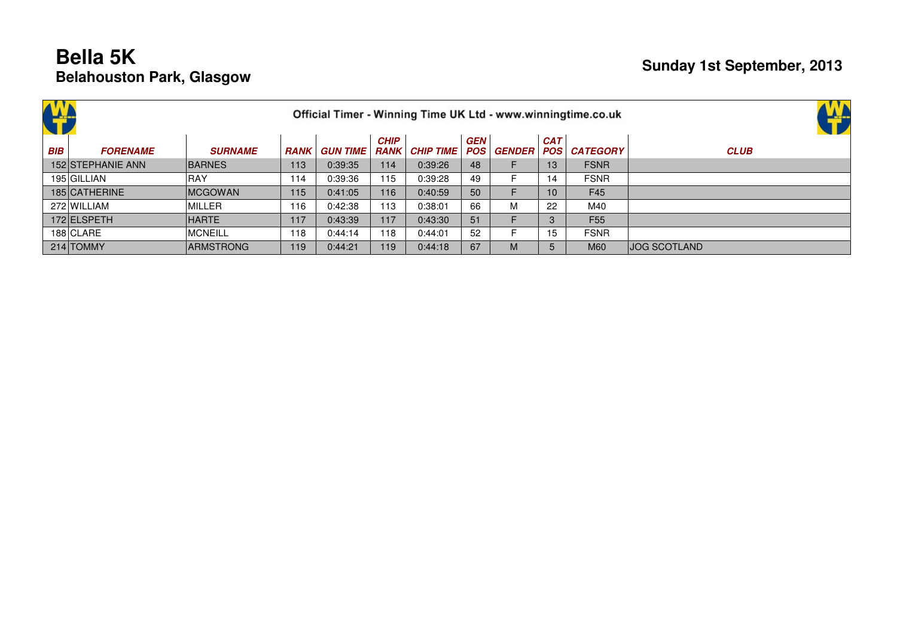# Bella 5K
## Belahouston Park, Glasgow

**Sunday 1st September, 2013**

Official Timer - Winning Time UK Ltd - www.winningtime.co.uk

| BIB | FORENAME | SURNAME | RANK | GUN TIME | CHIP RANK | CHIP TIME | GEN POS | GENDER | CAT POS | CATEGORY | CLUB |
|---|---|---|---|---|---|---|---|---|---|---|---|
| 152 | STEPHANIE ANN | BARNES | 113 | 0:39:35 | 114 | 0:39:26 | 48 | F | 13 | FSNR | |
| 195 | GILLIAN | RAY | 114 | 0:39:36 | 115 | 0:39:28 | 49 | F | 14 | FSNR | |
| 185 | CATHERINE | MCGOWAN | 115 | 0:41:05 | 116 | 0:40:59 | 50 | F | 10 | F45 | |
| 272 | WILLIAM | MILLER | 116 | 0:42:38 | 113 | 0:38:01 | 66 | M | 22 | M40 | |
| 172 | ELSPETH | HARTE | 117 | 0:43:39 | 117 | 0:43:30 | 51 | F | 3 | F55 | |
| 188 | CLARE | MCNEILL | 118 | 0:44:14 | 118 | 0:44:01 | 52 | F | 15 | FSNR | |
| 214 | TOMMY | ARMSTRONG | 119 | 0:44:21 | 119 | 0:44:18 | 67 | M | 5 | M60 | JOG SCOTLAND |